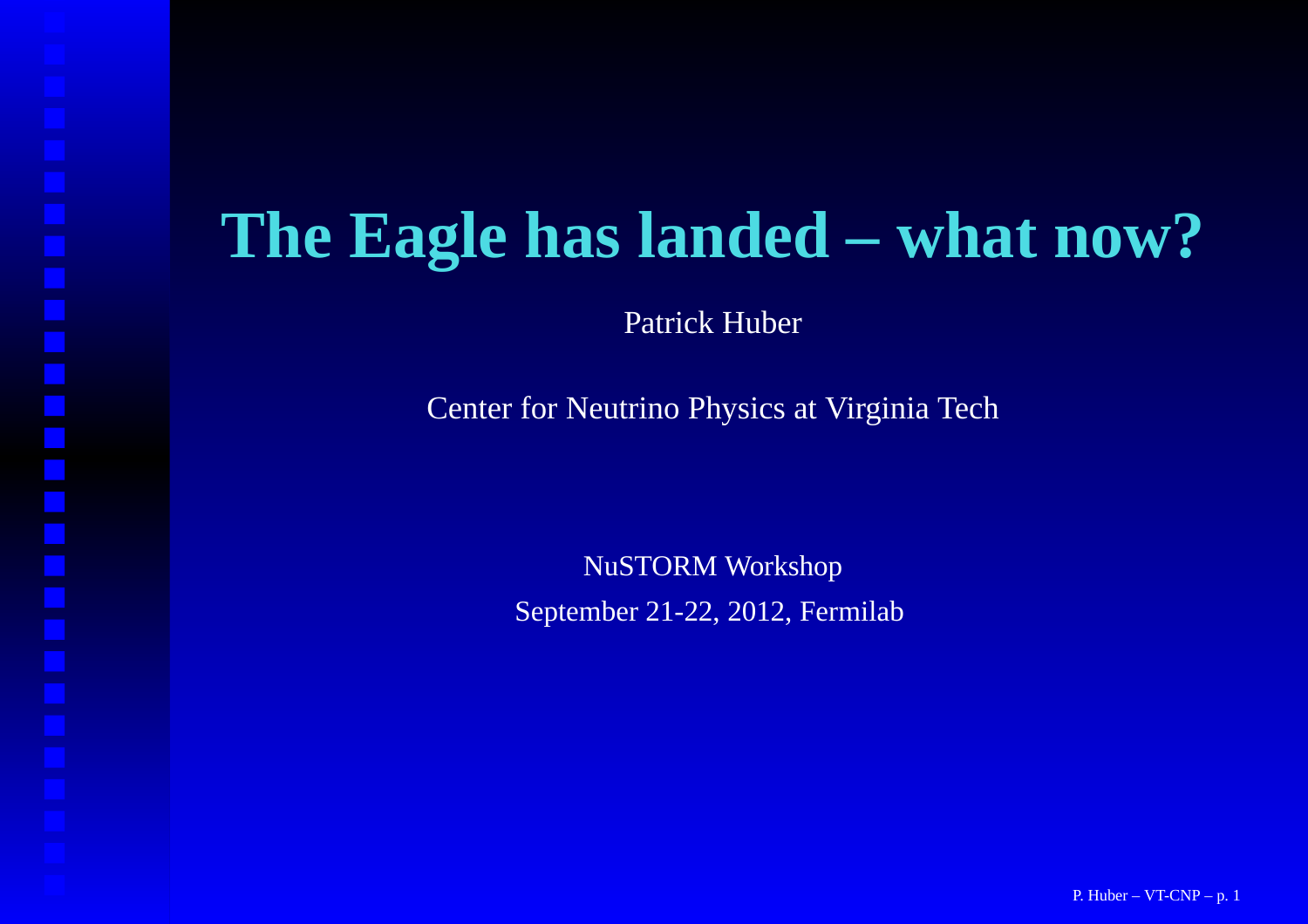# The Eagle has landed – what now?

Patrick Huber

Center for Neutrino Physics at Virginia Tech

NuSTORM Workshop

September 21-22, 2012, Fermilab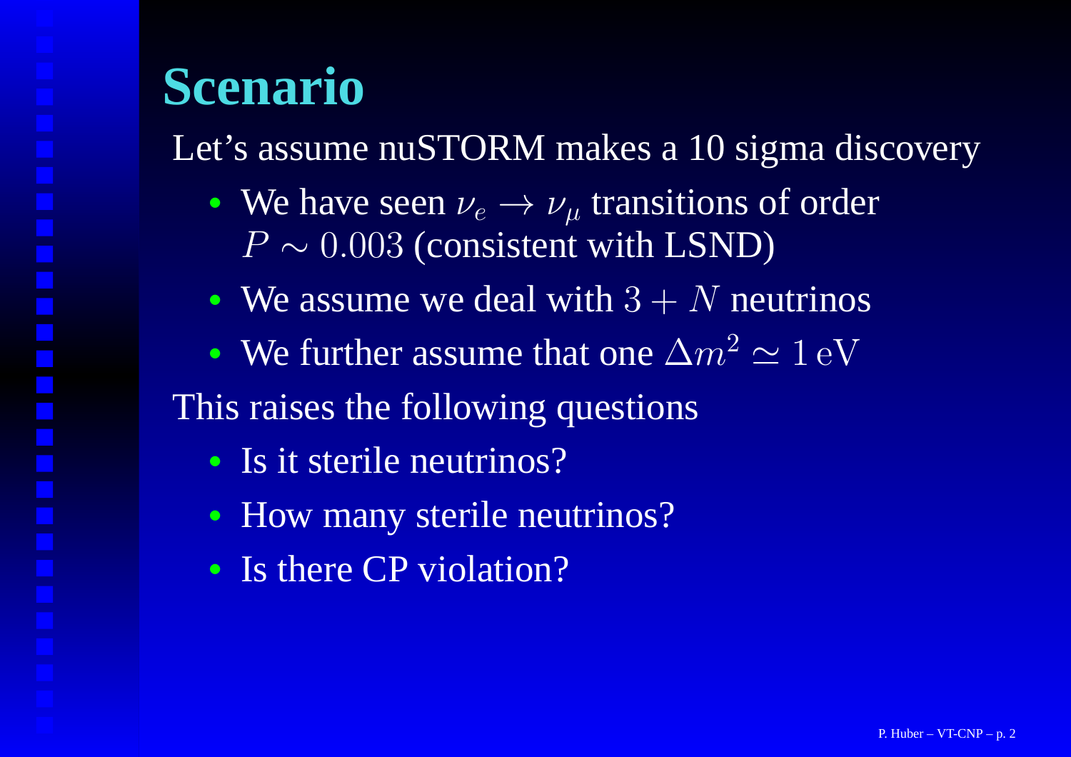# Scenario

Let's assume nuSTORM makes a 10 sigma discovery

- We have seen $\nu_e \to \nu_\mu$ transitions of order $P \sim 0.003$ (consistent with LSND)
- We assume we deal with $3 + N$ neutrinos
- We further assume that one $\Delta m^2 \simeq 1\,\mathrm{eV}$

This raises the following questions

- Is it sterile neutrinos?
- How many sterile neutrinos?
- Is there CP violation?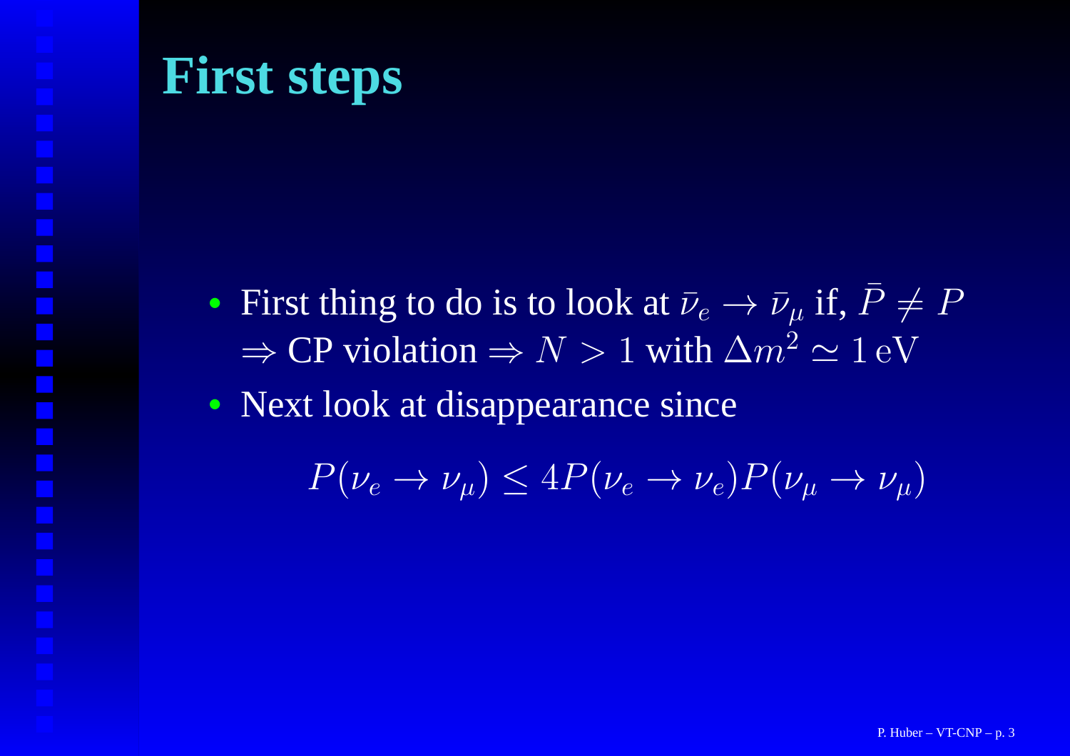# First steps

- First thing to do is to look at $\bar{\nu}_e \to \bar{\nu}_\mu$ if, $\bar{P} \neq P$ $\Rightarrow$ CP violation $\Rightarrow N > 1$ with $\Delta m^2 \simeq 1\,\mathrm{eV}$
- Next look at disappearance since

$$P(\nu_e \to \nu_\mu) \leq 4P(\nu_e \to \nu_e)P(\nu_\mu \to \nu_\mu)$$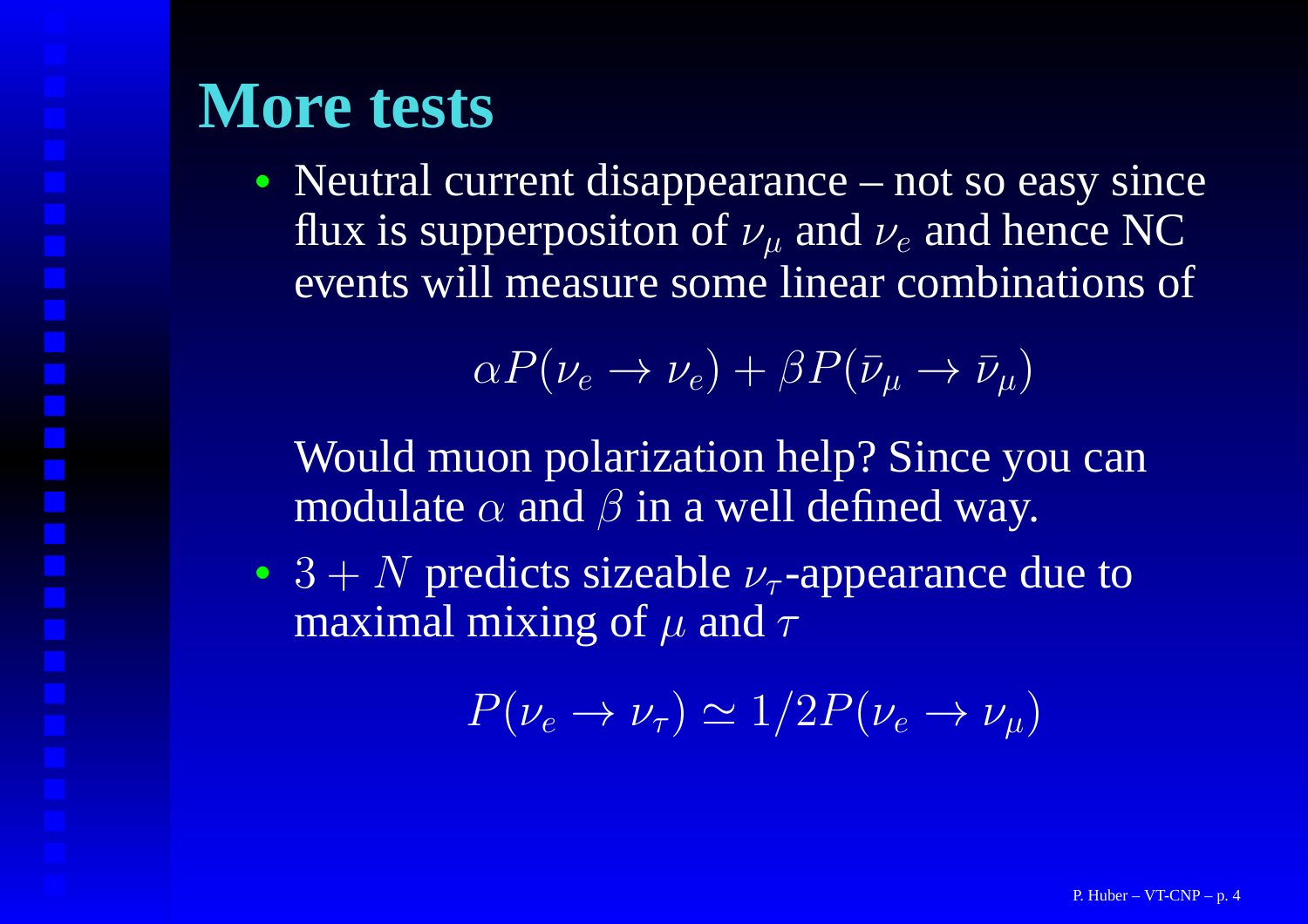# More tests

- Neutral current disappearance – not so easy since flux is supperpositon of $\nu_\mu$ and $\nu_e$ and hence NC events will measure some linear combinations of

$$\alpha P(\nu_e \to \nu_e) + \beta P(\bar{\nu}_\mu \to \bar{\nu}_\mu)$$

  Would muon polarization help? Since you can modulate $\alpha$ and $\beta$ in a well defined way.

- $3 + N$ predicts sizeable $\nu_\tau$-appearance due to maximal mixing of $\mu$ and $\tau$

$$P(\nu_e \to \nu_\tau) \simeq 1/2 P(\nu_e \to \nu_\mu)$$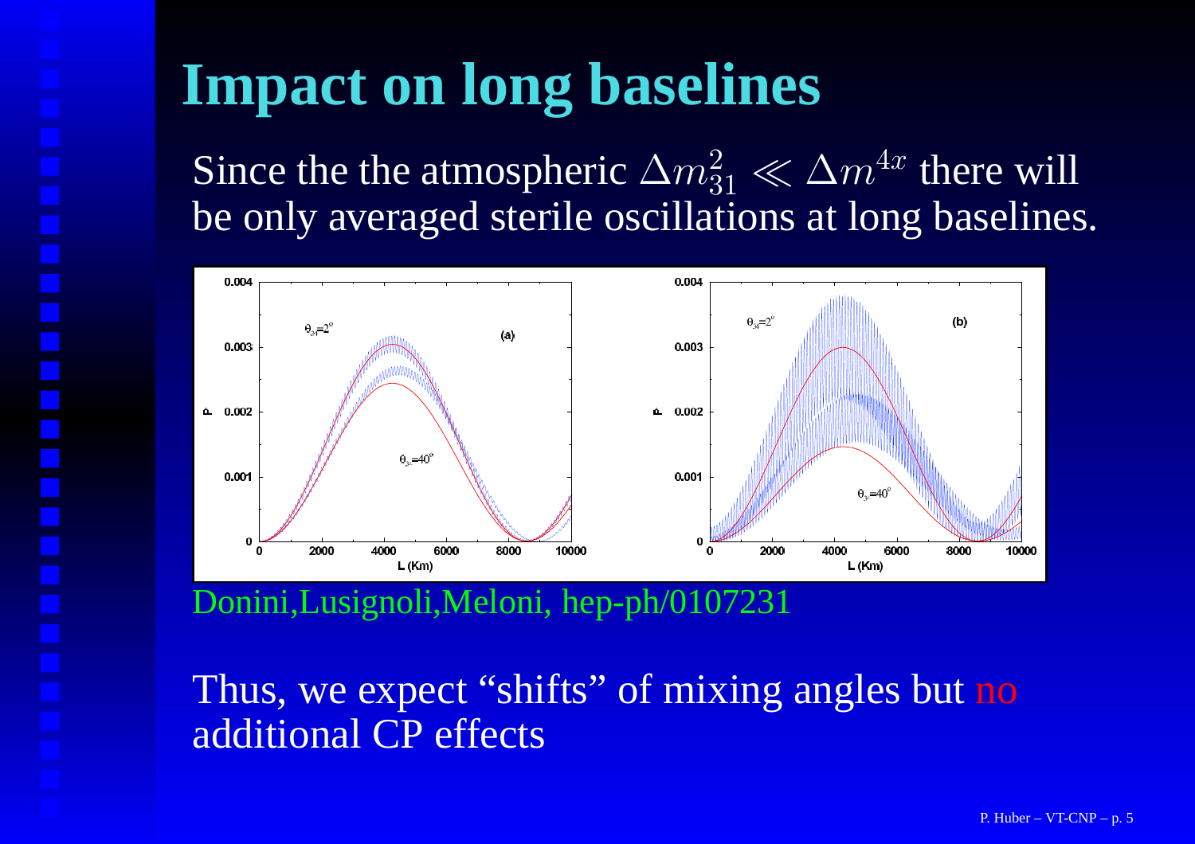# Impact on long baselines

Since the the atmospheric $\Delta m^2_{31} \ll \Delta m^{4x}$ there will be only averaged sterile oscillations at long baselines.

0.004

0.003

0.002

0.001

0

P

$\theta_{34}$=2°

(a)

$\theta_{34}$=40°

0 2000 4000 6000 8000 10000

L (Km)

0.004

0.003

0.002

0.001

0

P

$\theta_{34}$=2°

(b)

$\theta_{34}$=40°

0 2000 4000 6000 8000 10000

L (Km)

Donini,Lusignoli,Meloni, hep-ph/0107231

Thus, we expect "shifts" of mixing angles but no additional CP effects